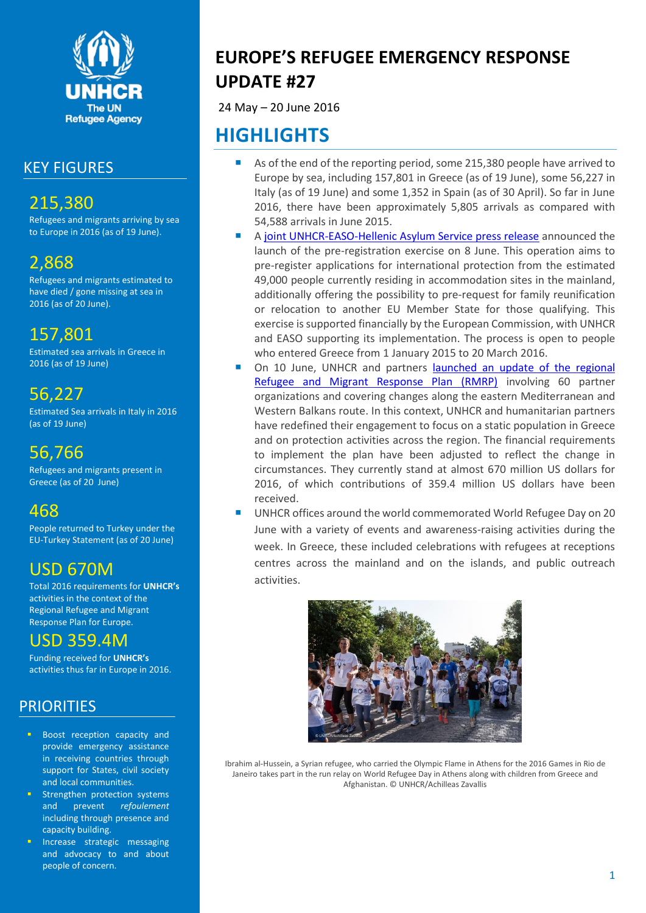# EUROPE'S REFUGEE EMERGENCY RESPONSE UPDATE #27

24 May – 20 June 2016

## KEY FIGURES

**215,380**
Refugees and migrants arriving by sea to Europe in 2016 (as of 19 June).

**2,868**
Refugees and migrants estimated to have died / gone missing at sea in 2016 (as of 20 June).

**157,801**
Estimated sea arrivals in Greece in 2016 (as of 19 June)

**56,227**
Estimated Sea arrivals in Italy in 2016 (as of 19 June)

**56,766**
Refugees and migrants present in Greece (as of 20 June)

**468**
People returned to Turkey under the EU-Turkey Statement (as of 20 June)

**USD 670M**
Total 2016 requirements for **UNHCR's** activities in the context of the Regional Refugee and Migrant Response Plan for Europe.

**USD 359.4M**
Funding received for **UNHCR's** activities thus far in Europe in 2016.

## PRIORITIES

- Boost reception capacity and provide emergency assistance in receiving countries through support for States, civil society and local communities.
- Strengthen protection systems and prevent *refoulement* including through presence and capacity building.
- Increase strategic messaging and advocacy to and about people of concern.

## HIGHLIGHTS

- As of the end of the reporting period, some 215,380 people have arrived to Europe by sea, including 157,801 in Greece (as of 19 June), some 56,227 in Italy (as of 19 June) and some 1,352 in Spain (as of 30 April). So far in June 2016, there have been approximately 5,805 arrivals as compared with 54,588 arrivals in June 2015.
- A joint UNHCR-EASO-Hellenic Asylum Service press release announced the launch of the pre-registration exercise on 8 June. This operation aims to pre-register applications for international protection from the estimated 49,000 people currently residing in accommodation sites in the mainland, additionally offering the possibility to pre-request for family reunification or relocation to another EU Member State for those qualifying. This exercise is supported financially by the European Commission, with UNHCR and EASO supporting its implementation. The process is open to people who entered Greece from 1 January 2015 to 20 March 2016.
- On 10 June, UNHCR and partners launched an update of the regional Refugee and Migrant Response Plan (RMRP) involving 60 partner organizations and covering changes along the eastern Mediterranean and Western Balkans route. In this context, UNHCR and humanitarian partners have redefined their engagement to focus on a static population in Greece and on protection activities across the region. The financial requirements to implement the plan have been adjusted to reflect the change in circumstances. They currently stand at almost 670 million US dollars for 2016, of which contributions of 359.4 million US dollars have been received.
- UNHCR offices around the world commemorated World Refugee Day on 20 June with a variety of events and awareness-raising activities during the week. In Greece, these included celebrations with refugees at receptions centres across the mainland and on the islands, and public outreach activities.

Ibrahim al-Hussein, a Syrian refugee, who carried the Olympic Flame in Athens for the 2016 Games in Rio de Janeiro takes part in the run relay on World Refugee Day in Athens along with children from Greece and Afghanistan. © UNHCR/Achilleas Zavallis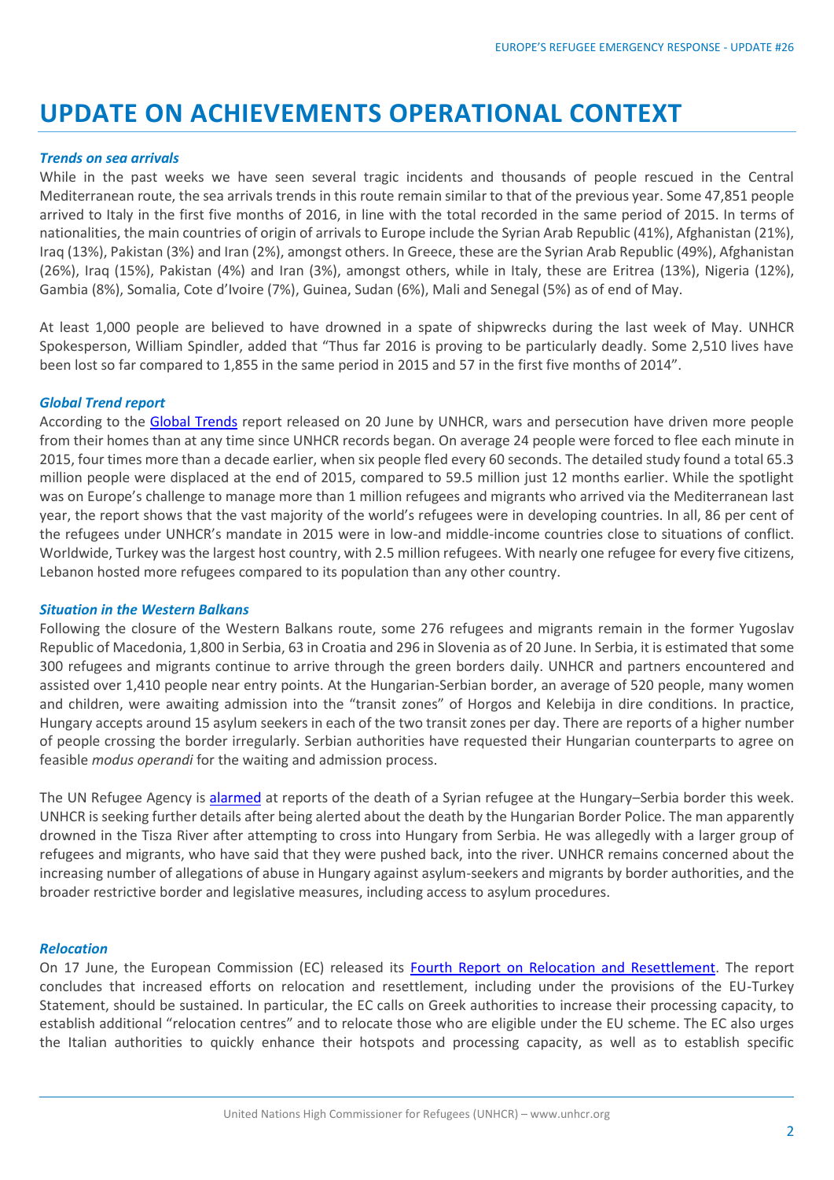# UPDATE ON ACHIEVEMENTS OPERATIONAL CONTEXT

***Trends on sea arrivals***

While in the past weeks we have seen several tragic incidents and thousands of people rescued in the Central Mediterranean route, the sea arrivals trends in this route remain similar to that of the previous year. Some 47,851 people arrived to Italy in the first five months of 2016, in line with the total recorded in the same period of 2015. In terms of nationalities, the main countries of origin of arrivals to Europe include the Syrian Arab Republic (41%), Afghanistan (21%), Iraq (13%), Pakistan (3%) and Iran (2%), amongst others. In Greece, these are the Syrian Arab Republic (49%), Afghanistan (26%), Iraq (15%), Pakistan (4%) and Iran (3%), amongst others, while in Italy, these are Eritrea (13%), Nigeria (12%), Gambia (8%), Somalia, Cote d'Ivoire (7%), Guinea, Sudan (6%), Mali and Senegal (5%) as of end of May.

At least 1,000 people are believed to have drowned in a spate of shipwrecks during the last week of May. UNHCR Spokesperson, William Spindler, added that "Thus far 2016 is proving to be particularly deadly. Some 2,510 lives have been lost so far compared to 1,855 in the same period in 2015 and 57 in the first five months of 2014".

***Global Trend report***

According to the Global Trends report released on 20 June by UNHCR, wars and persecution have driven more people from their homes than at any time since UNHCR records began. On average 24 people were forced to flee each minute in 2015, four times more than a decade earlier, when six people fled every 60 seconds. The detailed study found a total 65.3 million people were displaced at the end of 2015, compared to 59.5 million just 12 months earlier. While the spotlight was on Europe's challenge to manage more than 1 million refugees and migrants who arrived via the Mediterranean last year, the report shows that the vast majority of the world's refugees were in developing countries. In all, 86 per cent of the refugees under UNHCR's mandate in 2015 were in low-and middle-income countries close to situations of conflict. Worldwide, Turkey was the largest host country, with 2.5 million refugees. With nearly one refugee for every five citizens, Lebanon hosted more refugees compared to its population than any other country.

***Situation in the Western Balkans***

Following the closure of the Western Balkans route, some 276 refugees and migrants remain in the former Yugoslav Republic of Macedonia, 1,800 in Serbia, 63 in Croatia and 296 in Slovenia as of 20 June. In Serbia, it is estimated that some 300 refugees and migrants continue to arrive through the green borders daily. UNHCR and partners encountered and assisted over 1,410 people near entry points. At the Hungarian-Serbian border, an average of 520 people, many women and children, were awaiting admission into the "transit zones" of Horgos and Kelebija in dire conditions. In practice, Hungary accepts around 15 asylum seekers in each of the two transit zones per day. There are reports of a higher number of people crossing the border irregularly. Serbian authorities have requested their Hungarian counterparts to agree on feasible *modus operandi* for the waiting and admission process.

The UN Refugee Agency is alarmed at reports of the death of a Syrian refugee at the Hungary–Serbia border this week. UNHCR is seeking further details after being alerted about the death by the Hungarian Border Police. The man apparently drowned in the Tisza River after attempting to cross into Hungary from Serbia. He was allegedly with a larger group of refugees and migrants, who have said that they were pushed back, into the river. UNHCR remains concerned about the increasing number of allegations of abuse in Hungary against asylum-seekers and migrants by border authorities, and the broader restrictive border and legislative measures, including access to asylum procedures.

***Relocation***

On 17 June, the European Commission (EC) released its Fourth Report on Relocation and Resettlement. The report concludes that increased efforts on relocation and resettlement, including under the provisions of the EU-Turkey Statement, should be sustained. In particular, the EC calls on Greek authorities to increase their processing capacity, to establish additional "relocation centres" and to relocate those who are eligible under the EU scheme. The EC also urges the Italian authorities to quickly enhance their hotspots and processing capacity, as well as to establish specific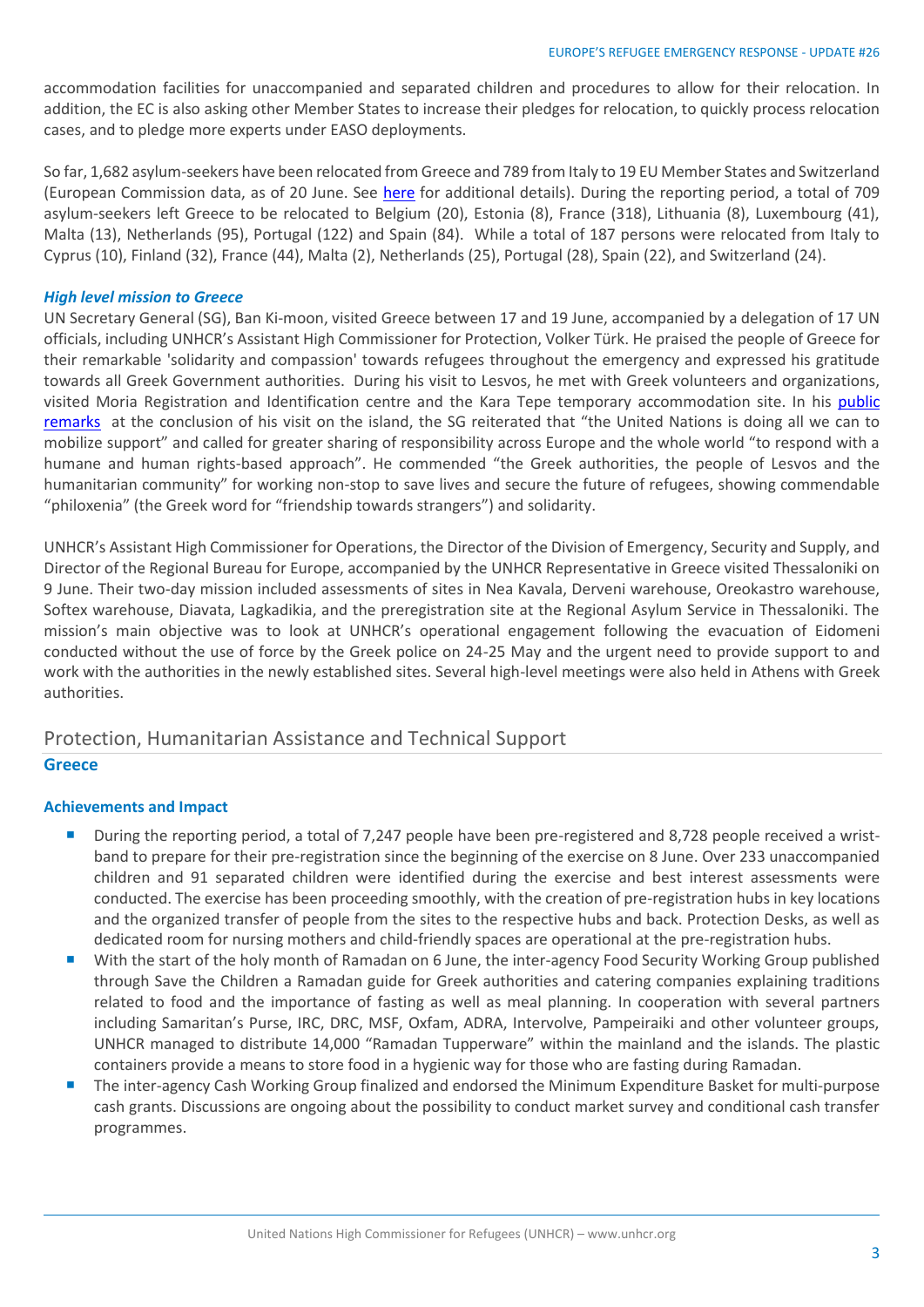accommodation facilities for unaccompanied and separated children and procedures to allow for their relocation. In addition, the EC is also asking other Member States to increase their pledges for relocation, to quickly process relocation cases, and to pledge more experts under EASO deployments.

So far, 1,682 asylum-seekers have been relocated from Greece and 789 from Italy to 19 EU Member States and Switzerland (European Commission data, as of 20 June. See [here](#) for additional details). During the reporting period, a total of 709 asylum-seekers left Greece to be relocated to Belgium (20), Estonia (8), France (318), Lithuania (8), Luxembourg (41), Malta (13), Netherlands (95), Portugal (122) and Spain (84). While a total of 187 persons were relocated from Italy to Cyprus (10), Finland (32), France (44), Malta (2), Netherlands (25), Portugal (28), Spain (22), and Switzerland (24).

***High level mission to Greece***

UN Secretary General (SG), Ban Ki-moon, visited Greece between 17 and 19 June, accompanied by a delegation of 17 UN officials, including UNHCR's Assistant High Commissioner for Protection, Volker Türk. He praised the people of Greece for their remarkable 'solidarity and compassion' towards refugees throughout the emergency and expressed his gratitude towards all Greek Government authorities. During his visit to Lesvos, he met with Greek volunteers and organizations, visited Moria Registration and Identification centre and the Kara Tepe temporary accommodation site. In his [public remarks](#) at the conclusion of his visit on the island, the SG reiterated that "the United Nations is doing all we can to mobilize support" and called for greater sharing of responsibility across Europe and the whole world "to respond with a humane and human rights-based approach". He commended "the Greek authorities, the people of Lesvos and the humanitarian community" for working non-stop to save lives and secure the future of refugees, showing commendable "philoxenia" (the Greek word for "friendship towards strangers") and solidarity.

UNHCR's Assistant High Commissioner for Operations, the Director of the Division of Emergency, Security and Supply, and Director of the Regional Bureau for Europe, accompanied by the UNHCR Representative in Greece visited Thessaloniki on 9 June. Their two-day mission included assessments of sites in Nea Kavala, Derveni warehouse, Oreokastro warehouse, Softex warehouse, Diavata, Lagkadikia, and the preregistration site at the Regional Asylum Service in Thessaloniki. The mission's main objective was to look at UNHCR's operational engagement following the evacuation of Eidomeni conducted without the use of force by the Greek police on 24-25 May and the urgent need to provide support to and work with the authorities in the newly established sites. Several high-level meetings were also held in Athens with Greek authorities.

## Protection, Humanitarian Assistance and Technical Support

### Greece

#### Achievements and Impact

- During the reporting period, a total of 7,247 people have been pre-registered and 8,728 people received a wrist-band to prepare for their pre-registration since the beginning of the exercise on 8 June. Over 233 unaccompanied children and 91 separated children were identified during the exercise and best interest assessments were conducted. The exercise has been proceeding smoothly, with the creation of pre-registration hubs in key locations and the organized transfer of people from the sites to the respective hubs and back. Protection Desks, as well as dedicated room for nursing mothers and child-friendly spaces are operational at the pre-registration hubs.
- With the start of the holy month of Ramadan on 6 June, the inter-agency Food Security Working Group published through Save the Children a Ramadan guide for Greek authorities and catering companies explaining traditions related to food and the importance of fasting as well as meal planning. In cooperation with several partners including Samaritan's Purse, IRC, DRC, MSF, Oxfam, ADRA, Intervolve, Pampeiraiki and other volunteer groups, UNHCR managed to distribute 14,000 "Ramadan Tupperware" within the mainland and the islands. The plastic containers provide a means to store food in a hygienic way for those who are fasting during Ramadan.
- The inter-agency Cash Working Group finalized and endorsed the Minimum Expenditure Basket for multi-purpose cash grants. Discussions are ongoing about the possibility to conduct market survey and conditional cash transfer programmes.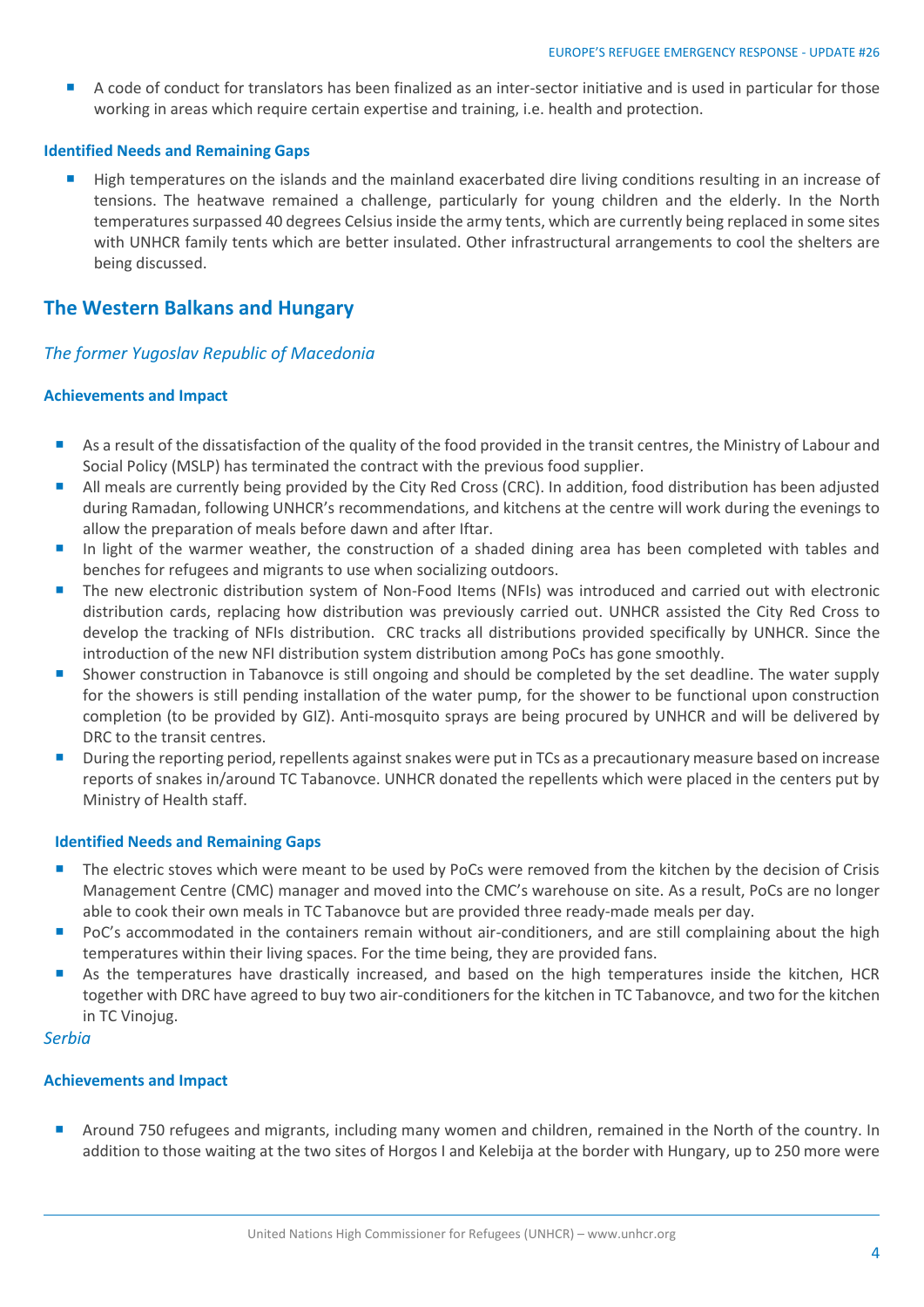- A code of conduct for translators has been finalized as an inter-sector initiative and is used in particular for those working in areas which require certain expertise and training, i.e. health and protection.

### Identified Needs and Remaining Gaps

- High temperatures on the islands and the mainland exacerbated dire living conditions resulting in an increase of tensions. The heatwave remained a challenge, particularly for young children and the elderly. In the North temperatures surpassed 40 degrees Celsius inside the army tents, which are currently being replaced in some sites with UNHCR family tents which are better insulated. Other infrastructural arrangements to cool the shelters are being discussed.

## The Western Balkans and Hungary

### *The former Yugoslav Republic of Macedonia*

### Achievements and Impact

- As a result of the dissatisfaction of the quality of the food provided in the transit centres, the Ministry of Labour and Social Policy (MSLP) has terminated the contract with the previous food supplier.
- All meals are currently being provided by the City Red Cross (CRC). In addition, food distribution has been adjusted during Ramadan, following UNHCR's recommendations, and kitchens at the centre will work during the evenings to allow the preparation of meals before dawn and after Iftar.
- In light of the warmer weather, the construction of a shaded dining area has been completed with tables and benches for refugees and migrants to use when socializing outdoors.
- The new electronic distribution system of Non-Food Items (NFIs) was introduced and carried out with electronic distribution cards, replacing how distribution was previously carried out. UNHCR assisted the City Red Cross to develop the tracking of NFIs distribution. CRC tracks all distributions provided specifically by UNHCR. Since the introduction of the new NFI distribution system distribution among PoCs has gone smoothly.
- Shower construction in Tabanovce is still ongoing and should be completed by the set deadline. The water supply for the showers is still pending installation of the water pump, for the shower to be functional upon construction completion (to be provided by GIZ). Anti-mosquito sprays are being procured by UNHCR and will be delivered by DRC to the transit centres.
- During the reporting period, repellents against snakes were put in TCs as a precautionary measure based on increase reports of snakes in/around TC Tabanovce. UNHCR donated the repellents which were placed in the centers put by Ministry of Health staff.

### Identified Needs and Remaining Gaps

- The electric stoves which were meant to be used by PoCs were removed from the kitchen by the decision of Crisis Management Centre (CMC) manager and moved into the CMC's warehouse on site. As a result, PoCs are no longer able to cook their own meals in TC Tabanovce but are provided three ready-made meals per day.
- PoC's accommodated in the containers remain without air-conditioners, and are still complaining about the high temperatures within their living spaces. For the time being, they are provided fans.
- As the temperatures have drastically increased, and based on the high temperatures inside the kitchen, HCR together with DRC have agreed to buy two air-conditioners for the kitchen in TC Tabanovce, and two for the kitchen in TC Vinojug.

### *Serbia*

### Achievements and Impact

- Around 750 refugees and migrants, including many women and children, remained in the North of the country. In addition to those waiting at the two sites of Horgos I and Kelebija at the border with Hungary, up to 250 more were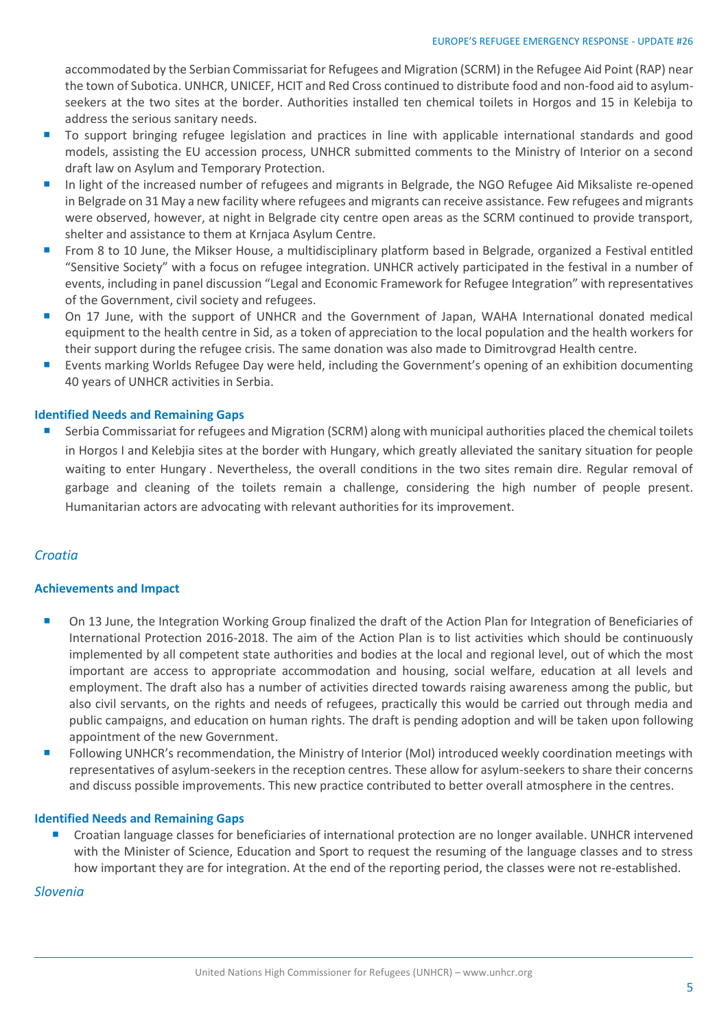accommodated by the Serbian Commissariat for Refugees and Migration (SCRM) in the Refugee Aid Point (RAP) near the town of Subotica. UNHCR, UNICEF, HCIT and Red Cross continued to distribute food and non-food aid to asylum-seekers at the two sites at the border. Authorities installed ten chemical toilets in Horgos and 15 in Kelebija to address the serious sanitary needs.

- To support bringing refugee legislation and practices in line with applicable international standards and good models, assisting the EU accession process, UNHCR submitted comments to the Ministry of Interior on a second draft law on Asylum and Temporary Protection.
- In light of the increased number of refugees and migrants in Belgrade, the NGO Refugee Aid Miksaliste re-opened in Belgrade on 31 May a new facility where refugees and migrants can receive assistance. Few refugees and migrants were observed, however, at night in Belgrade city centre open areas as the SCRM continued to provide transport, shelter and assistance to them at Krnjaca Asylum Centre.
- From 8 to 10 June, the Mikser House, a multidisciplinary platform based in Belgrade, organized a Festival entitled "Sensitive Society" with a focus on refugee integration. UNHCR actively participated in the festival in a number of events, including in panel discussion "Legal and Economic Framework for Refugee Integration" with representatives of the Government, civil society and refugees.
- On 17 June, with the support of UNHCR and the Government of Japan, WAHA International donated medical equipment to the health centre in Sid, as a token of appreciation to the local population and the health workers for their support during the refugee crisis. The same donation was also made to Dimitrovgrad Health centre.
- Events marking Worlds Refugee Day were held, including the Government's opening of an exhibition documenting 40 years of UNHCR activities in Serbia.

**Identified Needs and Remaining Gaps**

- Serbia Commissariat for refugees and Migration (SCRM) along with municipal authorities placed the chemical toilets in Horgos I and Kelebjia sites at the border with Hungary, which greatly alleviated the sanitary situation for people waiting to enter Hungary . Nevertheless, the overall conditions in the two sites remain dire. Regular removal of garbage and cleaning of the toilets remain a challenge, considering the high number of people present. Humanitarian actors are advocating with relevant authorities for its improvement.

## *Croatia*

**Achievements and Impact**

- On 13 June, the Integration Working Group finalized the draft of the Action Plan for Integration of Beneficiaries of International Protection 2016-2018. The aim of the Action Plan is to list activities which should be continuously implemented by all competent state authorities and bodies at the local and regional level, out of which the most important are access to appropriate accommodation and housing, social welfare, education at all levels and employment. The draft also has a number of activities directed towards raising awareness among the public, but also civil servants, on the rights and needs of refugees, practically this would be carried out through media and public campaigns, and education on human rights. The draft is pending adoption and will be taken upon following appointment of the new Government.
- Following UNHCR's recommendation, the Ministry of Interior (MoI) introduced weekly coordination meetings with representatives of asylum-seekers in the reception centres. These allow for asylum-seekers to share their concerns and discuss possible improvements. This new practice contributed to better overall atmosphere in the centres.

**Identified Needs and Remaining Gaps**

- Croatian language classes for beneficiaries of international protection are no longer available. UNHCR intervened with the Minister of Science, Education and Sport to request the resuming of the language classes and to stress how important they are for integration. At the end of the reporting period, the classes were not re-established.

## *Slovenia*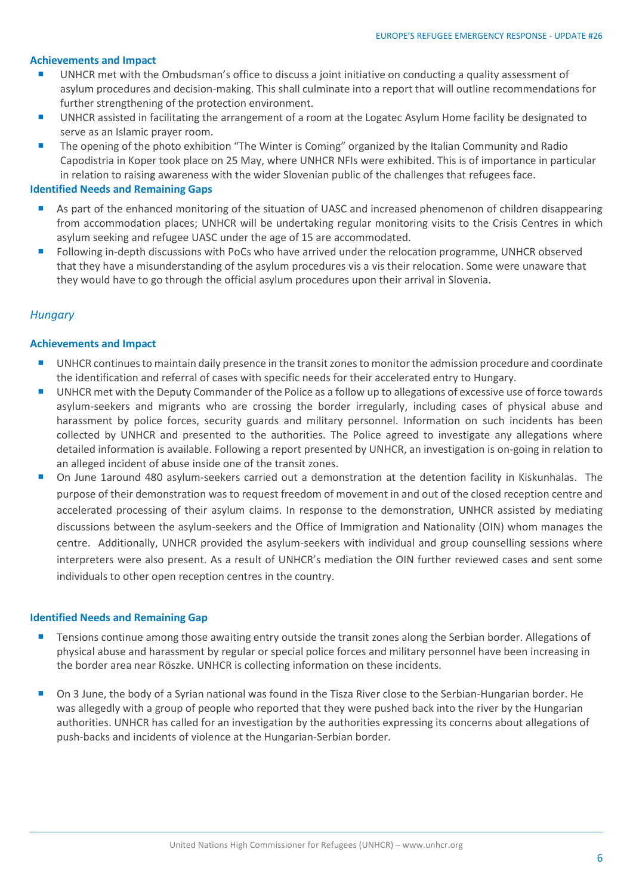**Achievements and Impact**

- UNHCR met with the Ombudsman's office to discuss a joint initiative on conducting a quality assessment of asylum procedures and decision-making. This shall culminate into a report that will outline recommendations for further strengthening of the protection environment.
- UNHCR assisted in facilitating the arrangement of a room at the Logatec Asylum Home facility be designated to serve as an Islamic prayer room.
- The opening of the photo exhibition "The Winter is Coming" organized by the Italian Community and Radio Capodistria in Koper took place on 25 May, where UNHCR NFIs were exhibited. This is of importance in particular in relation to raising awareness with the wider Slovenian public of the challenges that refugees face.

**Identified Needs and Remaining Gaps**

- As part of the enhanced monitoring of the situation of UASC and increased phenomenon of children disappearing from accommodation places; UNHCR will be undertaking regular monitoring visits to the Crisis Centres in which asylum seeking and refugee UASC under the age of 15 are accommodated.
- Following in-depth discussions with PoCs who have arrived under the relocation programme, UNHCR observed that they have a misunderstanding of the asylum procedures vis a vis their relocation. Some were unaware that they would have to go through the official asylum procedures upon their arrival in Slovenia.

### *Hungary*

**Achievements and Impact**

- UNHCR continues to maintain daily presence in the transit zones to monitor the admission procedure and coordinate the identification and referral of cases with specific needs for their accelerated entry to Hungary.
- UNHCR met with the Deputy Commander of the Police as a follow up to allegations of excessive use of force towards asylum-seekers and migrants who are crossing the border irregularly, including cases of physical abuse and harassment by police forces, security guards and military personnel. Information on such incidents has been collected by UNHCR and presented to the authorities. The Police agreed to investigate any allegations where detailed information is available. Following a report presented by UNHCR, an investigation is on-going in relation to an alleged incident of abuse inside one of the transit zones.
- On June 1around 480 asylum-seekers carried out a demonstration at the detention facility in Kiskunhalas. The purpose of their demonstration was to request freedom of movement in and out of the closed reception centre and accelerated processing of their asylum claims. In response to the demonstration, UNHCR assisted by mediating discussions between the asylum-seekers and the Office of Immigration and Nationality (OIN) whom manages the centre. Additionally, UNHCR provided the asylum-seekers with individual and group counselling sessions where interpreters were also present. As a result of UNHCR's mediation the OIN further reviewed cases and sent some individuals to other open reception centres in the country.

**Identified Needs and Remaining Gap**

- Tensions continue among those awaiting entry outside the transit zones along the Serbian border. Allegations of physical abuse and harassment by regular or special police forces and military personnel have been increasing in the border area near Röszke. UNHCR is collecting information on these incidents.
- On 3 June, the body of a Syrian national was found in the Tisza River close to the Serbian-Hungarian border. He was allegedly with a group of people who reported that they were pushed back into the river by the Hungarian authorities. UNHCR has called for an investigation by the authorities expressing its concerns about allegations of push-backs and incidents of violence at the Hungarian-Serbian border.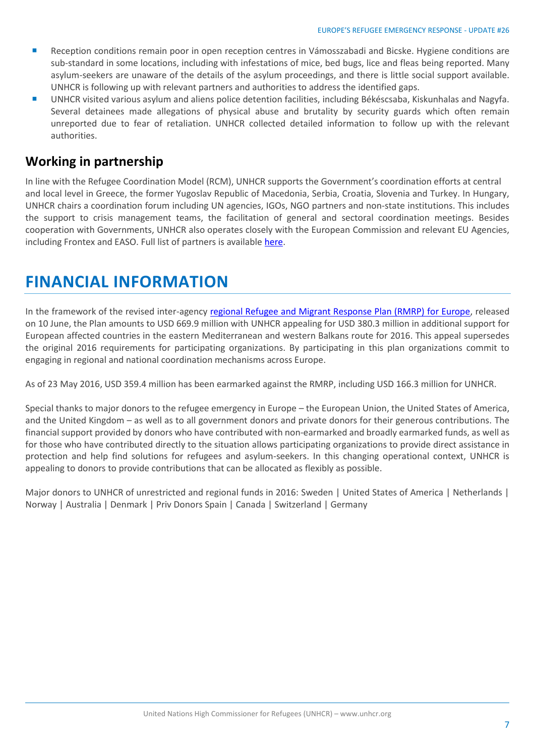- Reception conditions remain poor in open reception centres in Vámosszabadi and Bicske. Hygiene conditions are sub-standard in some locations, including with infestations of mice, bed bugs, lice and fleas being reported. Many asylum-seekers are unaware of the details of the asylum proceedings, and there is little social support available. UNHCR is following up with relevant partners and authorities to address the identified gaps.
- UNHCR visited various asylum and aliens police detention facilities, including Békéscsaba, Kiskunhalas and Nagyfa. Several detainees made allegations of physical abuse and brutality by security guards which often remain unreported due to fear of retaliation. UNHCR collected detailed information to follow up with the relevant authorities.

## Working in partnership

In line with the Refugee Coordination Model (RCM), UNHCR supports the Government's coordination efforts at central and local level in Greece, the former Yugoslav Republic of Macedonia, Serbia, Croatia, Slovenia and Turkey. In Hungary, UNHCR chairs a coordination forum including UN agencies, IGOs, NGO partners and non-state institutions. This includes the support to crisis management teams, the facilitation of general and sectoral coordination meetings. Besides cooperation with Governments, UNHCR also operates closely with the European Commission and relevant EU Agencies, including Frontex and EASO. Full list of partners is available here.

# FINANCIAL INFORMATION

In the framework of the revised inter-agency regional Refugee and Migrant Response Plan (RMRP) for Europe, released on 10 June, the Plan amounts to USD 669.9 million with UNHCR appealing for USD 380.3 million in additional support for European affected countries in the eastern Mediterranean and western Balkans route for 2016. This appeal supersedes the original 2016 requirements for participating organizations. By participating in this plan organizations commit to engaging in regional and national coordination mechanisms across Europe.

As of 23 May 2016, USD 359.4 million has been earmarked against the RMRP, including USD 166.3 million for UNHCR.

Special thanks to major donors to the refugee emergency in Europe – the European Union, the United States of America, and the United Kingdom – as well as to all government donors and private donors for their generous contributions. The financial support provided by donors who have contributed with non-earmarked and broadly earmarked funds, as well as for those who have contributed directly to the situation allows participating organizations to provide direct assistance in protection and help find solutions for refugees and asylum-seekers. In this changing operational context, UNHCR is appealing to donors to provide contributions that can be allocated as flexibly as possible.

Major donors to UNHCR of unrestricted and regional funds in 2016: Sweden | United States of America | Netherlands | Norway | Australia | Denmark | Priv Donors Spain | Canada | Switzerland | Germany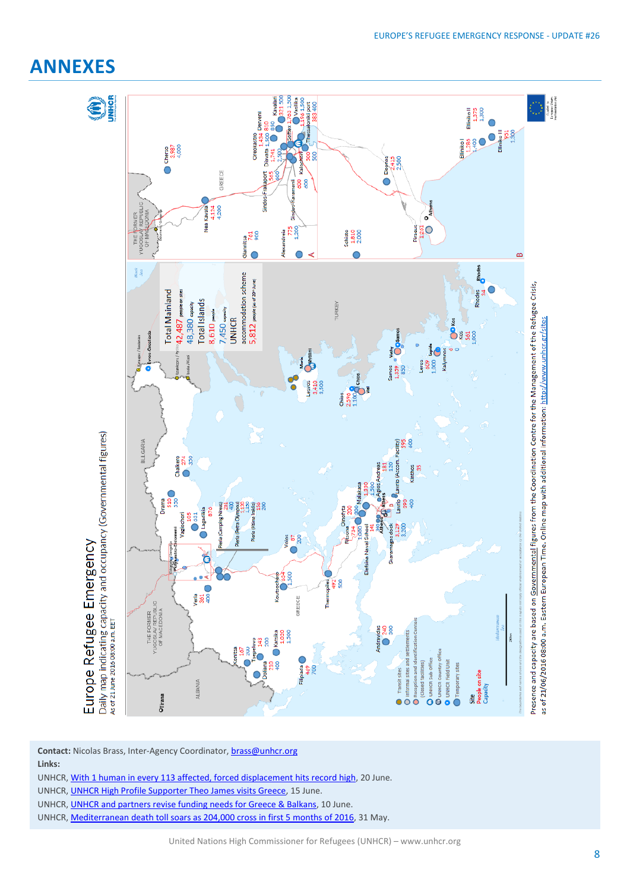# ANNEXES

Europe Refugee Emergency

Daily map indicating capacity and occupancy (Governmental figures)

As of 21 June 2016 08:00 a.m. EET

Total Mainland
42,487 people on sites
48,380 capacity
Total Islands
8,610 people
7,450 capacity
UNHCR accommodation scheme
5,812 people (as of 20th June)

Presence and capacity are based on Governmental figures from the Coordination Centre for the Management of the Refugee Crisis, as of 21/06/2016 08:00 a.m. Eastern European Time. Online map with additional information: http://www.unhcr.gr/sites

**Contact:** Nicolas Brass, Inter-Agency Coordinator, brass@unhcr.org

**Links:**

UNHCR, With 1 human in every 113 affected, forced displacement hits record high, 20 June.

UNHCR, UNHCR High Profile Supporter Theo James visits Greece, 15 June.

UNHCR, UNHCR and partners revise funding needs for Greece & Balkans, 10 June.

UNHCR, Mediterranean death toll soars as 204,000 cross in first 5 months of 2016, 31 May.